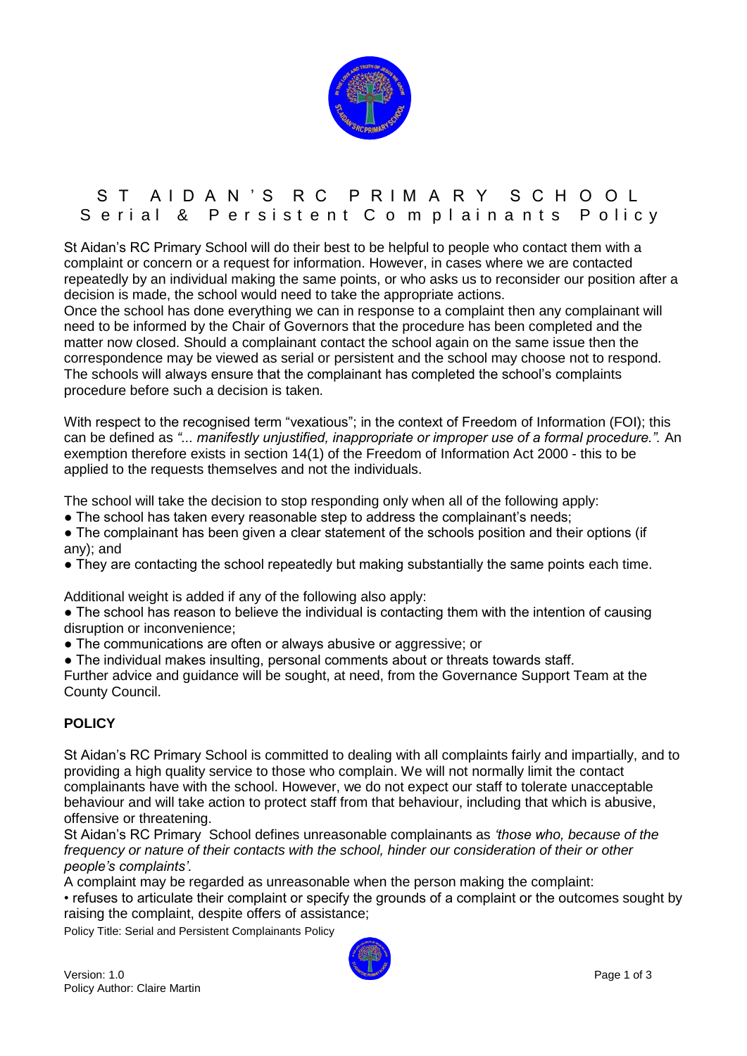# ST AIDAN'S RC PRIMARY SCHOOL
## Serial & Persistent Complainants Policy

St Aidan's RC Primary School will do their best to be helpful to people who contact them with a complaint or concern or a request for information. However, in cases where we are contacted repeatedly by an individual making the same points, or who asks us to reconsider our position after a decision is made, the school would need to take the appropriate actions.
Once the school has done everything we can in response to a complaint then any complainant will need to be informed by the Chair of Governors that the procedure has been completed and the matter now closed. Should a complainant contact the school again on the same issue then the correspondence may be viewed as serial or persistent and the school may choose not to respond. The schools will always ensure that the complainant has completed the school's complaints procedure before such a decision is taken.

With respect to the recognised term "vexatious"; in the context of Freedom of Information (FOI); this can be defined as *"... manifestly unjustified, inappropriate or improper use of a formal procedure."*. An exemption therefore exists in section 14(1) of the Freedom of Information Act 2000 - this to be applied to the requests themselves and not the individuals.

The school will take the decision to stop responding only when all of the following apply:

- The school has taken every reasonable step to address the complainant's needs;
- The complainant has been given a clear statement of the schools position and their options (if any); and
- They are contacting the school repeatedly but making substantially the same points each time.

Additional weight is added if any of the following also apply:

- The school has reason to believe the individual is contacting them with the intention of causing disruption or inconvenience;
- The communications are often or always abusive or aggressive; or
- The individual makes insulting, personal comments about or threats towards staff.

Further advice and guidance will be sought, at need, from the Governance Support Team at the County Council.

**POLICY**

St Aidan's RC Primary School is committed to dealing with all complaints fairly and impartially, and to providing a high quality service to those who complain. We will not normally limit the contact complainants have with the school. However, we do not expect our staff to tolerate unacceptable behaviour and will take action to protect staff from that behaviour, including that which is abusive, offensive or threatening.
St Aidan's RC Primary School defines unreasonable complainants as *'those who, because of the frequency or nature of their contacts with the school, hinder our consideration of their or other people's complaints'*.
A complaint may be regarded as unreasonable when the person making the complaint:

- refuses to articulate their complaint or specify the grounds of a complaint or the outcomes sought by raising the complaint, despite offers of assistance;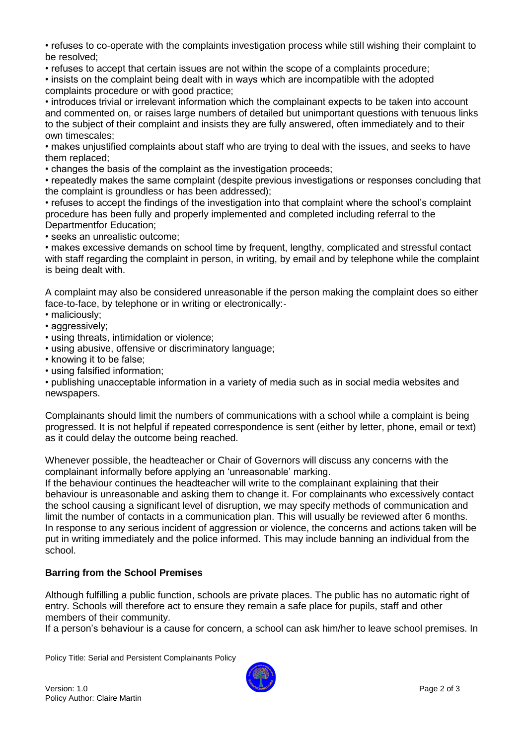- refuses to co-operate with the complaints investigation process while still wishing their complaint to be resolved;
- refuses to accept that certain issues are not within the scope of a complaints procedure;
- insists on the complaint being dealt with in ways which are incompatible with the adopted complaints procedure or with good practice;
- introduces trivial or irrelevant information which the complainant expects to be taken into account and commented on, or raises large numbers of detailed but unimportant questions with tenuous links to the subject of their complaint and insists they are fully answered, often immediately and to their own timescales;
- makes unjustified complaints about staff who are trying to deal with the issues, and seeks to have them replaced;
- changes the basis of the complaint as the investigation proceeds;
- repeatedly makes the same complaint (despite previous investigations or responses concluding that the complaint is groundless or has been addressed);
- refuses to accept the findings of the investigation into that complaint where the school's complaint procedure has been fully and properly implemented and completed including referral to the Departmentfor Education;
- seeks an unrealistic outcome;
- makes excessive demands on school time by frequent, lengthy, complicated and stressful contact with staff regarding the complaint in person, in writing, by email and by telephone while the complaint is being dealt with.

A complaint may also be considered unreasonable if the person making the complaint does so either face-to-face, by telephone or in writing or electronically:-

- maliciously;
- aggressively;
- using threats, intimidation or violence;
- using abusive, offensive or discriminatory language;
- knowing it to be false;
- using falsified information;
- publishing unacceptable information in a variety of media such as in social media websites and newspapers.

Complainants should limit the numbers of communications with a school while a complaint is being progressed. It is not helpful if repeated correspondence is sent (either by letter, phone, email or text) as it could delay the outcome being reached.

Whenever possible, the headteacher or Chair of Governors will discuss any concerns with the complainant informally before applying an 'unreasonable' marking.
If the behaviour continues the headteacher will write to the complainant explaining that their behaviour is unreasonable and asking them to change it. For complainants who excessively contact the school causing a significant level of disruption, we may specify methods of communication and limit the number of contacts in a communication plan. This will usually be reviewed after 6 months.
In response to any serious incident of aggression or violence, the concerns and actions taken will be put in writing immediately and the police informed. This may include banning an individual from the school.

**Barring from the School Premises**

Although fulfilling a public function, schools are private places. The public has no automatic right of entry. Schools will therefore act to ensure they remain a safe place for pupils, staff and other members of their community.
If a person's behaviour is a cause for concern, a school can ask him/her to leave school premises. In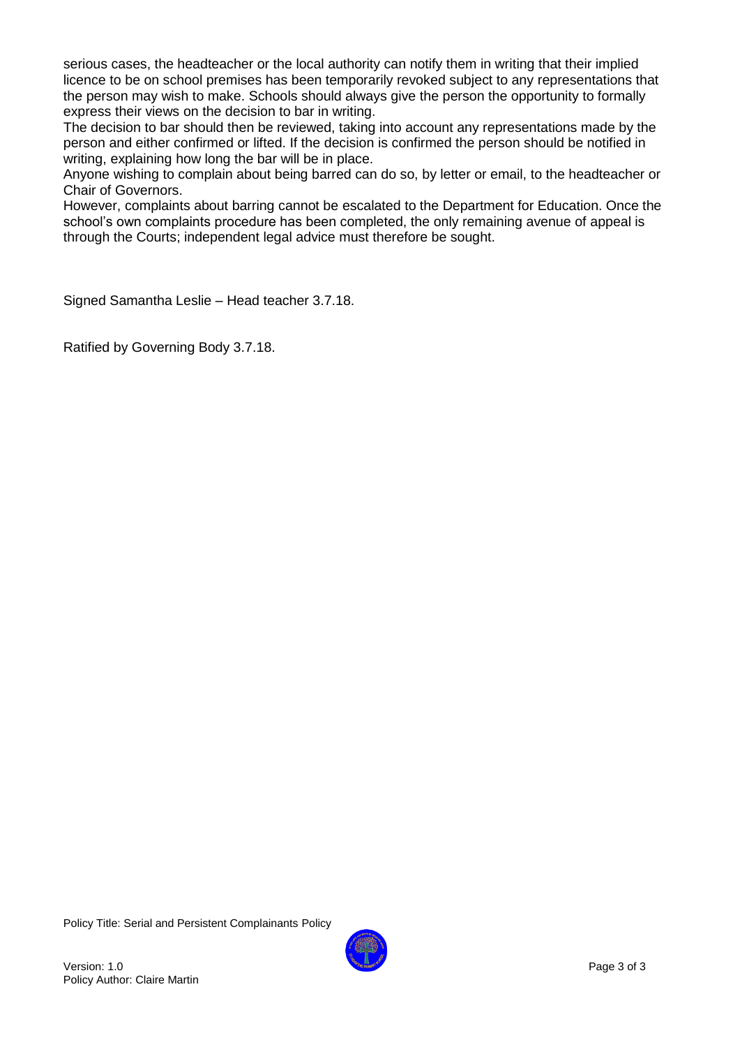serious cases, the headteacher or the local authority can notify them in writing that their implied licence to be on school premises has been temporarily revoked subject to any representations that the person may wish to make. Schools should always give the person the opportunity to formally express their views on the decision to bar in writing.

The decision to bar should then be reviewed, taking into account any representations made by the person and either confirmed or lifted. If the decision is confirmed the person should be notified in writing, explaining how long the bar will be in place.

Anyone wishing to complain about being barred can do so, by letter or email, to the headteacher or Chair of Governors.

However, complaints about barring cannot be escalated to the Department for Education. Once the school's own complaints procedure has been completed, the only remaining avenue of appeal is through the Courts; independent legal advice must therefore be sought.

Signed Samantha Leslie – Head teacher 3.7.18.

Ratified by Governing Body 3.7.18.